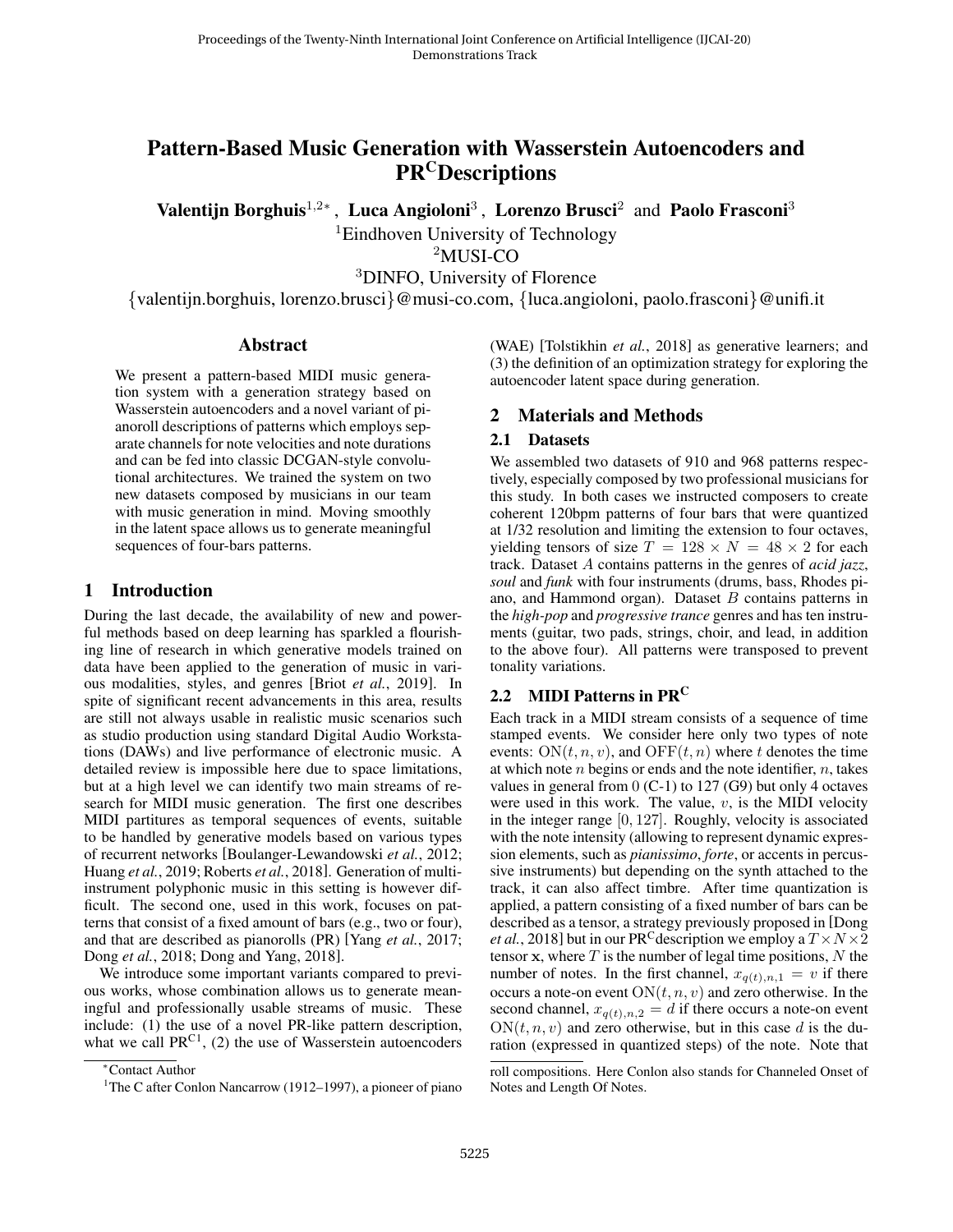# Pattern-Based Music Generation with Wasserstein Autoencoders and PR$^{\mathrm{C}}$Descriptions

**Valentijn Borghuis**[1,2*], **Luca Angioloni**[3], **Lorenzo Brusci**[2] and **Paolo Frasconi**[3]

[1]Eindhoven University of Technology

[2]MUSI-CO

[3]DINFO, University of Florence

{valentijn.borghuis, lorenzo.brusci}@musi-co.com, {luca.angioloni, paolo.frasconi}@unifi.it

## Abstract

We present a pattern-based MIDI music generation system with a generation strategy based on Wasserstein autoencoders and a novel variant of pianoroll descriptions of patterns which employs separate channels for note velocities and note durations and can be fed into classic DCGAN-style convolutional architectures. We trained the system on two new datasets composed by musicians in our team with music generation in mind. Moving smoothly in the latent space allows us to generate meaningful sequences of four-bars patterns.

## 1 Introduction

During the last decade, the availability of new and powerful methods based on deep learning has sparkled a flourishing line of research in which generative models trained on data have been applied to the generation of music in various modalities, styles, and genres [Briot *et al.*, 2019]. In spite of significant recent advancements in this area, results are still not always usable in realistic music scenarios such as studio production using standard Digital Audio Workstations (DAWs) and live performance of electronic music. A detailed review is impossible here due to space limitations, but at a high level we can identify two main streams of research for MIDI music generation. The first one describes MIDI partitures as temporal sequences of events, suitable to be handled by generative models based on various types of recurrent networks [Boulanger-Lewandowski *et al.*, 2012; Huang *et al.*, 2019; Roberts *et al.*, 2018]. Generation of multi-instrument polyphonic music in this setting is however difficult. The second one, used in this work, focuses on patterns that consist of a fixed amount of bars (e.g., two or four), and that are described as pianorolls (PR) [Yang *et al.*, 2017; Dong *et al.*, 2018; Dong and Yang, 2018].

We introduce some important variants compared to previous works, whose combination allows us to generate meaningful and professionally usable streams of music. These include: (1) the use of a novel PR-like pattern description, what we call PR$^{\mathrm{C}}$[1], (2) the use of Wasserstein autoencoders (WAE) [Tolstikhin *et al.*, 2018] as generative learners; and (3) the definition of an optimization strategy for exploring the autoencoder latent space during generation.

## 2 Materials and Methods

### 2.1 Datasets

We assembled two datasets of 910 and 968 patterns respectively, especially composed by two professional musicians for this study. In both cases we instructed composers to create coherent 120bpm patterns of four bars that were quantized at 1/32 resolution and limiting the extension to four octaves, yielding tensors of size $T = 128 \times N = 48 \times 2$ for each track. Dataset $A$ contains patterns in the genres of *acid jazz*, *soul* and *funk* with four instruments (drums, bass, Rhodes piano, and Hammond organ). Dataset $B$ contains patterns in the *high-pop* and *progressive trance* genres and has ten instruments (guitar, two pads, strings, choir, and lead, in addition to the above four). All patterns were transposed to prevent tonality variations.

### 2.2 MIDI Patterns in PR$^{\mathrm{C}}$

Each track in a MIDI stream consists of a sequence of time stamped events. We consider here only two types of note events: $\mathrm{ON}(t, n, v)$, and $\mathrm{OFF}(t, n)$ where $t$ denotes the time at which note $n$ begins or ends and the note identifier, $n$, takes values in general from $0$ (C-1) to $127$ (G9) but only 4 octaves were used in this work. The value, $v$, is the MIDI velocity in the integer range $[0, 127]$. Roughly, velocity is associated with the note intensity (allowing to represent dynamic expression elements, such as *pianissimo*, *forte*, or accents in percussive instruments) but depending on the synth attached to the track, it can also affect timbre. After time quantization is applied, a pattern consisting of a fixed number of bars can be described as a tensor, a strategy previously proposed in [Dong *et al.*, 2018] but in our PR$^{\mathrm{C}}$description we employ a $T \times N \times 2$ tensor $\mathbf{x}$, where $T$ is the number of legal time positions, $N$ the number of notes. In the first channel, $x_{q(t),n,1} = v$ if there occurs a note-on event $\mathrm{ON}(t, n, v)$ and zero otherwise. In the second channel, $x_{q(t),n,2} = d$ if there occurs a note-on event $\mathrm{ON}(t, n, v)$ and zero otherwise, but in this case $d$ is the duration (expressed in quantized steps) of the note. Note that

---

*Contact Author

[1]The C after Conlon Nancarrow (1912–1997), a pioneer of piano roll compositions. Here Conlon also stands for Channeled Onset of Notes and Length Of Notes.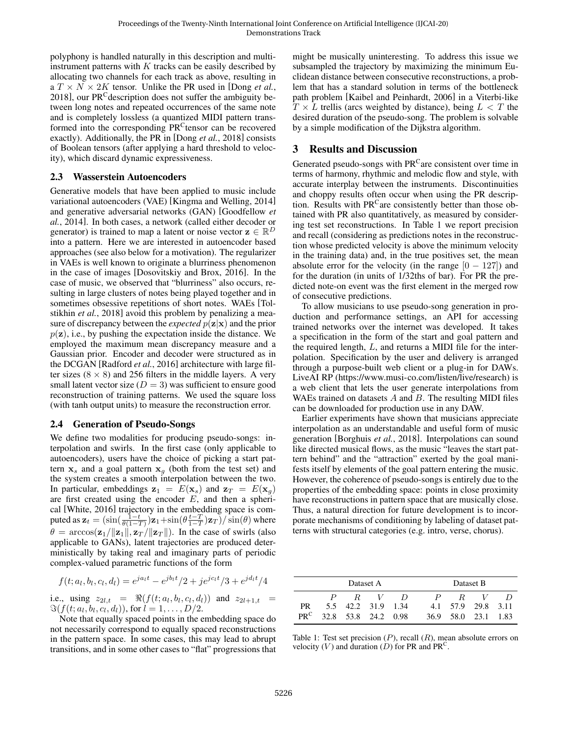polyphony is handled naturally in this description and multi-instrument patterns with $K$ tracks can be easily described by allocating two channels for each track as above, resulting in a $T \times N \times 2K$ tensor. Unlike the PR used in [Dong *et al.*, 2018], our PR$^{C}$description does not suffer the ambiguity between long notes and repeated occurrences of the same note and is completely lossless (a quantized MIDI pattern transformed into the corresponding PR$^{C}$tensor can be recovered exactly). Additionally, the PR in [Dong *et al.*, 2018] consists of Boolean tensors (after applying a hard threshold to velocity), which discard dynamic expressiveness.

### 2.3 Wasserstein Autoencoders

Generative models that have been applied to music include variational autoencoders (VAE) [Kingma and Welling, 2014] and generative adversarial networks (GAN) [Goodfellow *et al.*, 2014]. In both cases, a network (called either decoder or generator) is trained to map a latent or noise vector $\mathbf{z} \in \mathbb{R}^D$ into a pattern. Here we are interested in autoencoder based approaches (see also below for a motivation). The regularizer in VAEs is well known to originate a blurriness phenomenon in the case of images [Dosovitskiy and Brox, 2016]. In the case of music, we observed that "blurriness" also occurs, resulting in large clusters of notes being played together and in sometimes obsessive repetitions of short notes. WAEs [Tolstikhin *et al.*, 2018] avoid this problem by penalizing a measure of discrepancy between the *expected* $p(\mathbf{z}|\mathbf{x})$ and the prior $p(\mathbf{z})$, i.e., by pushing the expectation inside the distance. We employed the maximum mean discrepancy measure and a Gaussian prior. Encoder and decoder were structured as in the DCGAN [Radford *et al.*, 2016] architecture with large filter sizes ($8 \times 8$) and 256 filters in the middle layers. A very small latent vector size ($D = 3$) was sufficient to ensure good reconstruction of training patterns. We used the square loss (with tanh output units) to measure the reconstruction error.

### 2.4 Generation of Pseudo-Songs

We define two modalities for producing pseudo-songs: interpolation and swirls. In the first case (only applicable to autoencoders), users have the choice of picking a start pattern $\mathbf{x}_s$ and a goal pattern $\mathbf{x}_g$ (both from the test set) and the system creates a smooth interpolation between the two. In particular, embeddings $\mathbf{z}_1 = E(\mathbf{x}_s)$ and $\mathbf{z}_T = E(\mathbf{x}_g)$ are first created using the encoder $E$, and then a spherical [White, 2016] trajectory in the embedding space is computed as $\mathbf{z}_t = (\sin(\frac{1-t}{\theta(1-T)})\mathbf{z}_1 + \sin(\theta\frac{t-T}{1-T})\mathbf{z}_T)/\sin(\theta)$ where $\theta = \arccos(\mathbf{z}_1/\|\mathbf{z}_1\|, \mathbf{z}_T/\|\mathbf{z}_T\|)$. In the case of swirls (also applicable to GANs), latent trajectories are produced deterministically by taking real and imaginary parts of periodic complex-valued parametric functions of the form

$$f(t; a_l, b_l, c_l, d_l) = e^{ja_l t} - e^{jb_l t}/2 + je^{jc_l t}/3 + e^{jd_l t}/4$$

i.e., using $z_{2l,t} = \Re(f(t; a_l, b_l, c_l, d_l))$ and $z_{2l+1,t} = \Im(f(t; a_l, b_l, c_l, d_l))$, for $l = 1, \ldots, D/2$.

Note that equally spaced points in the embedding space do not necessarily correspond to equally spaced reconstructions in the pattern space. In some cases, this may lead to abrupt transitions, and in some other cases to "flat" progressions that might be musically uninteresting. To address this issue we subsampled the trajectory by maximizing the minimum Euclidean distance between consecutive reconstructions, a problem that has a standard solution in terms of the bottleneck path problem [Kaibel and Peinhardt, 2006] in a Viterbi-like $T \times L$ trellis (arcs weighted by distance), being $L < T$ the desired duration of the pseudo-song. The problem is solvable by a simple modification of the Dijkstra algorithm.

## 3 Results and Discussion

Generated pseudo-songs with PR$^{C}$are consistent over time in terms of harmony, rhythmic and melodic flow and style, with accurate interplay between the instruments. Discontinuities and choppy results often occur when using the PR description. Results with PR$^{C}$are consistently better than those obtained with PR also quantitatively, as measured by considering test set reconstructions. In Table 1 we report precision and recall (considering as predictions notes in the reconstruction whose predicted velocity is above the minimum velocity in the training data) and, in the true positives set, the mean absolute error for the velocity (in the range $[0 - 127]$) and for the duration (in units of 1/32ths of bar). For PR the predicted note-on event was the first element in the merged row of consecutive predictions.

To allow musicians to use pseudo-song generation in production and performance settings, an API for accessing trained networks over the internet was developed. It takes a specification in the form of the start and goal pattern and the required length, $L$, and returns a MIDI file for the interpolation. Specification by the user and delivery is arranged through a purpose-built web client or a plug-in for DAWs. LiveAI RP (https://www.musi-co.com/listen/live/research) is a web client that lets the user generate interpolations from WAEs trained on datasets $A$ and $B$. The resulting MIDI files can be downloaded for production use in any DAW.

Earlier experiments have shown that musicians appreciate interpolation as an understandable and useful form of music generation [Borghuis *et al.*, 2018]. Interpolations can sound like directed musical flows, as the music "leaves the start pattern behind" and the "attraction" exerted by the goal manifests itself by elements of the goal pattern entering the music. However, the coherence of pseudo-songs is entirely due to the properties of the embedding space: points in close proximity have reconstructions in pattern space that are musically close. Thus, a natural direction for future development is to incorporate mechanisms of conditioning by labeling of dataset patterns with structural categories (e.g. intro, verse, chorus).

| | Dataset A | | | | Dataset B | | | |
|---|---|---|---|---|---|---|---|---|
| | $P$ | $R$ | $V$ | $D$ | $P$ | $R$ | $V$ | $D$ |
| PR | 5.5 | 42.2 | 31.9 | 1.34 | 4.1 | 57.9 | 29.8 | 3.11 |
| PR$^{C}$ | 32.8 | 53.8 | 24.2 | 0.98 | 36.9 | 58.0 | 23.1 | 1.83 |

Table 1: Test set precision ($P$), recall ($R$), mean absolute errors on velocity ($V$) and duration ($D$) for PR and PR$^{C}$.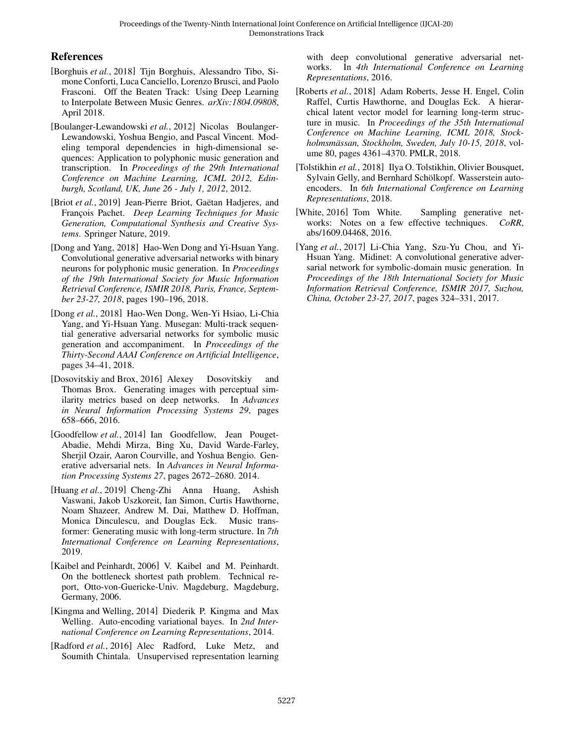## References

[Borghuis *et al.*, 2018] Tijn Borghuis, Alessandro Tibo, Simone Conforti, Luca Canciello, Lorenzo Brusci, and Paolo Frasconi. Off the Beaten Track: Using Deep Learning to Interpolate Between Music Genres. *arXiv:1804.09808*, April 2018.

[Boulanger-Lewandowski *et al.*, 2012] Nicolas Boulanger-Lewandowski, Yoshua Bengio, and Pascal Vincent. Modeling temporal dependencies in high-dimensional sequences: Application to polyphonic music generation and transcription. In *Proceedings of the 29th International Conference on Machine Learning, ICML 2012, Edinburgh, Scotland, UK, June 26 - July 1, 2012*, 2012.

[Briot *et al.*, 2019] Jean-Pierre Briot, Gaëtan Hadjeres, and François Pachet. *Deep Learning Techniques for Music Generation, Computational Synthesis and Creative Systems*. Springer Nature, 2019.

[Dong and Yang, 2018] Hao-Wen Dong and Yi-Hsuan Yang. Convolutional generative adversarial networks with binary neurons for polyphonic music generation. In *Proceedings of the 19th International Society for Music Information Retrieval Conference, ISMIR 2018, Paris, France, September 23-27, 2018*, pages 190–196, 2018.

[Dong *et al.*, 2018] Hao-Wen Dong, Wen-Yi Hsiao, Li-Chia Yang, and Yi-Hsuan Yang. Musegan: Multi-track sequential generative adversarial networks for symbolic music generation and accompaniment. In *Proceedings of the Thirty-Second AAAI Conference on Artificial Intelligence*, pages 34–41, 2018.

[Dosovitskiy and Brox, 2016] Alexey Dosovitskiy and Thomas Brox. Generating images with perceptual similarity metrics based on deep networks. In *Advances in Neural Information Processing Systems 29*, pages 658–666, 2016.

[Goodfellow *et al.*, 2014] Ian Goodfellow, Jean Pouget-Abadie, Mehdi Mirza, Bing Xu, David Warde-Farley, Sherjil Ozair, Aaron Courville, and Yoshua Bengio. Generative adversarial nets. In *Advances in Neural Information Processing Systems 27*, pages 2672–2680. 2014.

[Huang *et al.*, 2019] Cheng-Zhi Anna Huang, Ashish Vaswani, Jakob Uszkoreit, Ian Simon, Curtis Hawthorne, Noam Shazeer, Andrew M. Dai, Matthew D. Hoffman, Monica Dinculescu, and Douglas Eck. Music transformer: Generating music with long-term structure. In *7th International Conference on Learning Representations*, 2019.

[Kaibel and Peinhardt, 2006] V. Kaibel and M. Peinhardt. On the bottleneck shortest path problem. Technical report, Otto-von-Guericke-Univ. Magdeburg, Magdeburg, Germany, 2006.

[Kingma and Welling, 2014] Diederik P. Kingma and Max Welling. Auto-encoding variational bayes. In *2nd International Conference on Learning Representations*, 2014.

[Radford *et al.*, 2016] Alec Radford, Luke Metz, and Soumith Chintala. Unsupervised representation learning with deep convolutional generative adversarial networks. In *4th International Conference on Learning Representations*, 2016.

[Roberts *et al.*, 2018] Adam Roberts, Jesse H. Engel, Colin Raffel, Curtis Hawthorne, and Douglas Eck. A hierarchical latent vector model for learning long-term structure in music. In *Proceedings of the 35th International Conference on Machine Learning, ICML 2018, Stockholmsmässan, Stockholm, Sweden, July 10-15, 2018*, volume 80, pages 4361–4370. PMLR, 2018.

[Tolstikhin *et al.*, 2018] Ilya O. Tolstikhin, Olivier Bousquet, Sylvain Gelly, and Bernhard Schölkopf. Wasserstein auto-encoders. In *6th International Conference on Learning Representations*, 2018.

[White, 2016] Tom White. Sampling generative networks: Notes on a few effective techniques. *CoRR*, abs/1609.04468, 2016.

[Yang *et al.*, 2017] Li-Chia Yang, Szu-Yu Chou, and Yi-Hsuan Yang. Midinet: A convolutional generative adversarial network for symbolic-domain music generation. In *Proceedings of the 18th International Society for Music Information Retrieval Conference, ISMIR 2017, Suzhou, China, October 23-27, 2017*, pages 324–331, 2017.